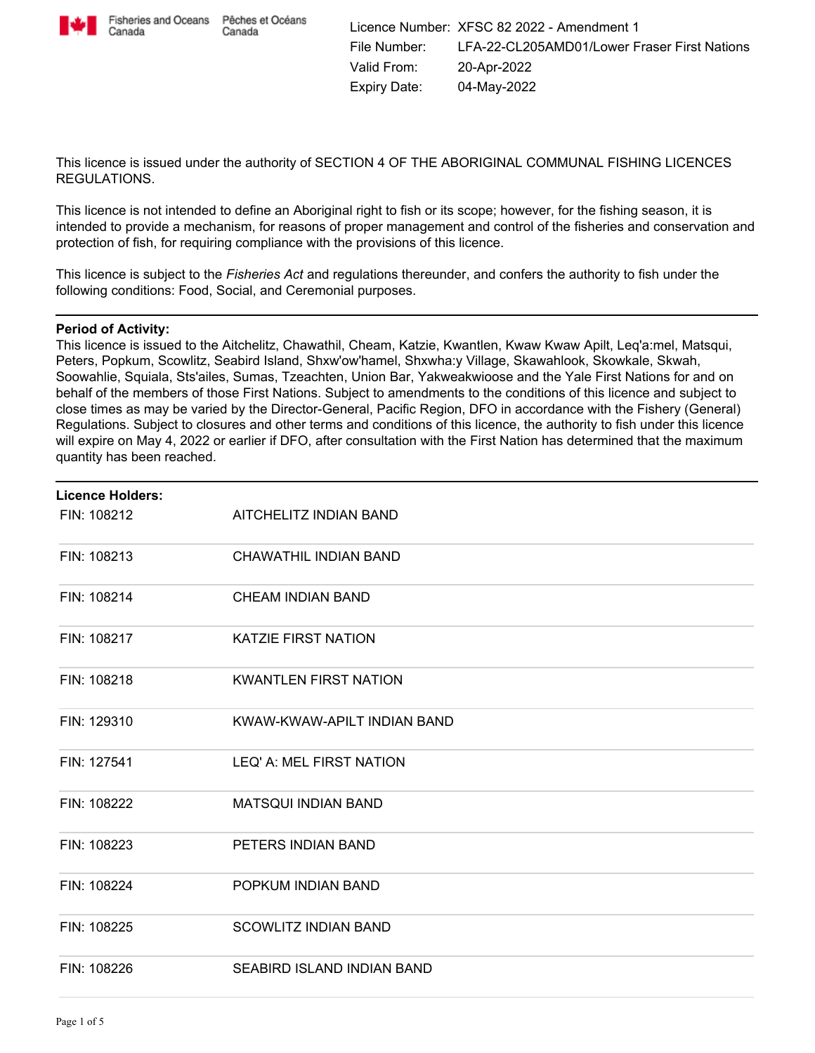Fisheries and Oceans Canada | Pêches et Océans Canada

Licence Number: XFSC 82 2022 - Amendment 1
File Number: LFA-22-CL205AMD01/Lower Fraser First Nations
Valid From: 20-Apr-2022
Expiry Date: 04-May-2022

This licence is issued under the authority of SECTION 4 OF THE ABORIGINAL COMMUNAL FISHING LICENCES REGULATIONS.

This licence is not intended to define an Aboriginal right to fish or its scope; however, for the fishing season, it is intended to provide a mechanism, for reasons of proper management and control of the fisheries and conservation and protection of fish, for requiring compliance with the provisions of this licence.

This licence is subject to the *Fisheries Act* and regulations thereunder, and confers the authority to fish under the following conditions: Food, Social, and Ceremonial purposes.

---

**Period of Activity:**
This licence is issued to the Aitchelitz, Chawathil, Cheam, Katzie, Kwantlen, Kwaw Kwaw Apilt, Leq'a:mel, Matsqui, Peters, Popkum, Scowlitz, Seabird Island, Shxw'ow'hamel, Shxwha:y Village, Skawahlook, Skowkale, Skwah, Soowahlie, Squiala, Sts'ailes, Sumas, Tzeachten, Union Bar, Yakweakwioose and the Yale First Nations for and on behalf of the members of those First Nations. Subject to amendments to the conditions of this licence and subject to close times as may be varied by the Director-General, Pacific Region, DFO in accordance with the Fishery (General) Regulations. Subject to closures and other terms and conditions of this licence, the authority to fish under this licence will expire on May 4, 2022 or earlier if DFO, after consultation with the First Nation has determined that the maximum quantity has been reached.

---

**Licence Holders:**

| FIN | Name |
|---|---|
| FIN: 108212 | AITCHELITZ INDIAN BAND |
| FIN: 108213 | CHAWATHIL INDIAN BAND |
| FIN: 108214 | CHEAM INDIAN BAND |
| FIN: 108217 | KATZIE FIRST NATION |
| FIN: 108218 | KWANTLEN FIRST NATION |
| FIN: 129310 | KWAW-KWAW-APILT INDIAN BAND |
| FIN: 127541 | LEQ' A: MEL FIRST NATION |
| FIN: 108222 | MATSQUI INDIAN BAND |
| FIN: 108223 | PETERS INDIAN BAND |
| FIN: 108224 | POPKUM INDIAN BAND |
| FIN: 108225 | SCOWLITZ INDIAN BAND |
| FIN: 108226 | SEABIRD ISLAND INDIAN BAND |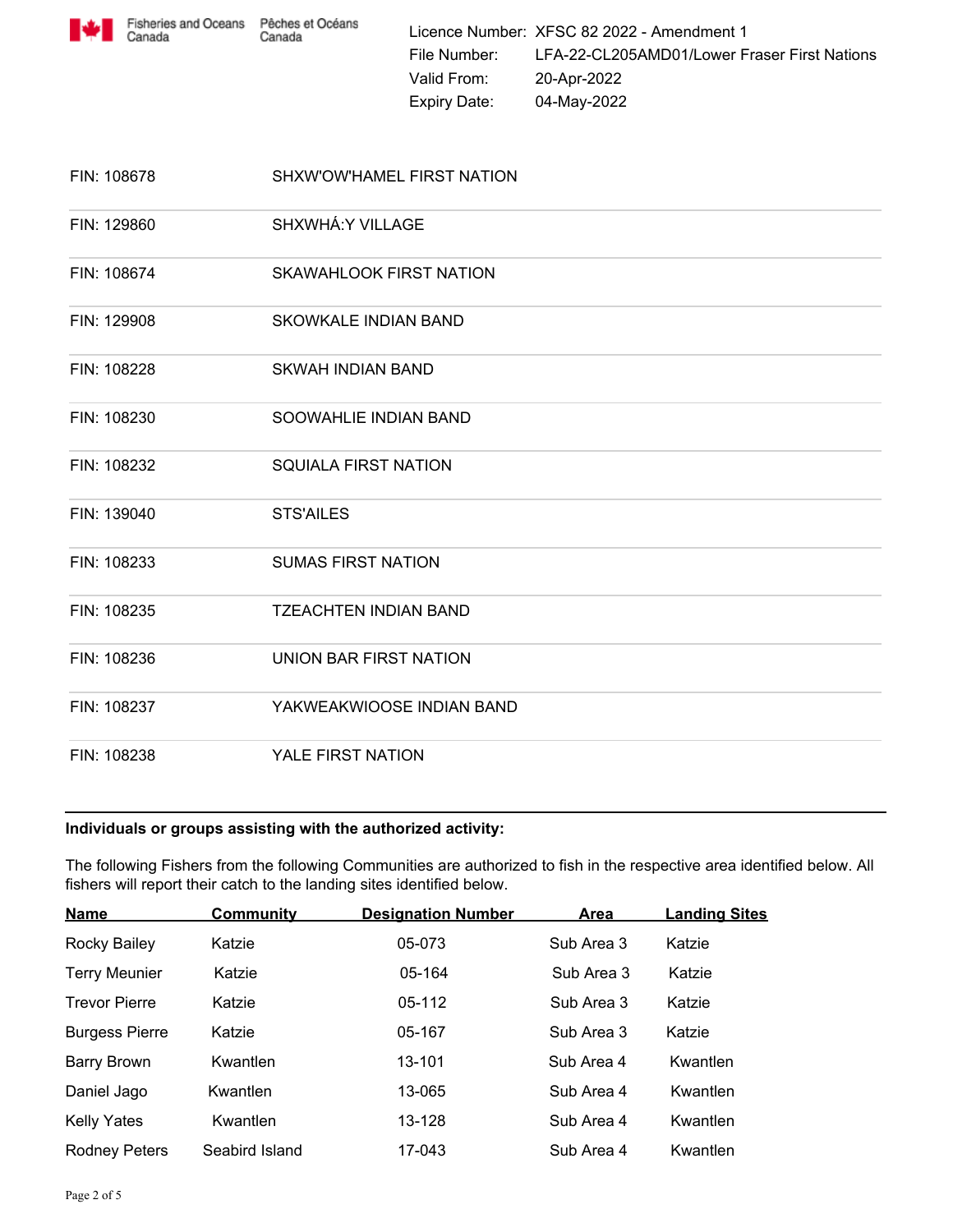Licence Number: XFSC 82 2022 - Amendment 1
File Number: LFA-22-CL205AMD01/Lower Fraser First Nations
Valid From: 20-Apr-2022
Expiry Date: 04-May-2022

| FIN | Name |
|---|---|
| FIN: 108678 | SHXW'OW'HAMEL FIRST NATION |
| FIN: 129860 | SHXWHÁ:Y VILLAGE |
| FIN: 108674 | SKAWAHLOOK FIRST NATION |
| FIN: 129908 | SKOWKALE INDIAN BAND |
| FIN: 108228 | SKWAH INDIAN BAND |
| FIN: 108230 | SOOWAHLIE INDIAN BAND |
| FIN: 108232 | SQUIALA FIRST NATION |
| FIN: 139040 | STS'AILES |
| FIN: 108233 | SUMAS FIRST NATION |
| FIN: 108235 | TZEACHTEN INDIAN BAND |
| FIN: 108236 | UNION BAR FIRST NATION |
| FIN: 108237 | YAKWEAKWIOOSE INDIAN BAND |
| FIN: 108238 | YALE FIRST NATION |

**Individuals or groups assisting with the authorized activity:**

The following Fishers from the following Communities are authorized to fish in the respective area identified below. All fishers will report their catch to the landing sites identified below.

| Name | Community | Designation Number | Area | Landing Sites |
|---|---|---|---|---|
| Rocky Bailey | Katzie | 05-073 | Sub Area 3 | Katzie |
| Terry Meunier | Katzie | 05-164 | Sub Area 3 | Katzie |
| Trevor Pierre | Katzie | 05-112 | Sub Area 3 | Katzie |
| Burgess Pierre | Katzie | 05-167 | Sub Area 3 | Katzie |
| Barry Brown | Kwantlen | 13-101 | Sub Area 4 | Kwantlen |
| Daniel Jago | Kwantlen | 13-065 | Sub Area 4 | Kwantlen |
| Kelly Yates | Kwantlen | 13-128 | Sub Area 4 | Kwantlen |
| Rodney Peters | Seabird Island | 17-043 | Sub Area 4 | Kwantlen |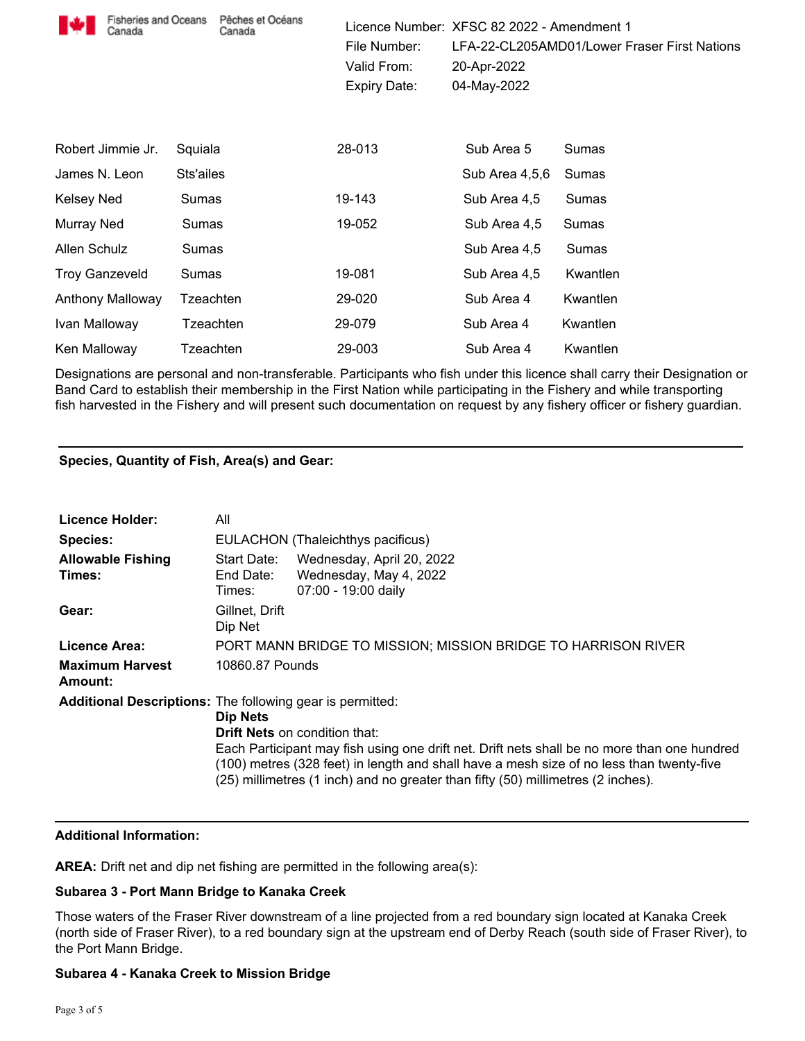Licence Number: XFSC 82 2022 - Amendment 1
File Number: LFA-22-CL205AMD01/Lower Fraser First Nations
Valid From: 20-Apr-2022
Expiry Date: 04-May-2022

| | | | | |
|---|---|---|---|---|
| Robert Jimmie Jr. | Squiala | 28-013 | Sub Area 5 | Sumas |
| James N. Leon | Sts'ailes | | Sub Area 4,5,6 | Sumas |
| Kelsey Ned | Sumas | 19-143 | Sub Area 4,5 | Sumas |
| Murray Ned | Sumas | 19-052 | Sub Area 4,5 | Sumas |
| Allen Schulz | Sumas | | Sub Area 4,5 | Sumas |
| Troy Ganzeveld | Sumas | 19-081 | Sub Area 4,5 | Kwantlen |
| Anthony Malloway | Tzeachten | 29-020 | Sub Area 4 | Kwantlen |
| Ivan Malloway | Tzeachten | 29-079 | Sub Area 4 | Kwantlen |
| Ken Malloway | Tzeachten | 29-003 | Sub Area 4 | Kwantlen |

Designations are personal and non-transferable. Participants who fish under this licence shall carry their Designation or Band Card to establish their membership in the First Nation while participating in the Fishery and while transporting fish harvested in the Fishery and will present such documentation on request by any fishery officer or fishery guardian.

---

**Species, Quantity of Fish, Area(s) and Gear:**

**Licence Holder:** All

**Species:** EULACHON (Thaleichthys pacificus)

**Allowable Fishing Times:**
Start Date: Wednesday, April 20, 2022
End Date: Wednesday, May 4, 2022
Times: 07:00 - 19:00 daily

**Gear:** Gillnet, Drift
Dip Net

**Licence Area:** PORT MANN BRIDGE TO MISSION; MISSION BRIDGE TO HARRISON RIVER

**Maximum Harvest Amount:** 10860.87 Pounds

**Additional Descriptions:** The following gear is permitted:
**Dip Nets**
**Drift Nets** on condition that:
Each Participant may fish using one drift net. Drift nets shall be no more than one hundred (100) metres (328 feet) in length and shall have a mesh size of no less than twenty-five (25) millimetres (1 inch) and no greater than fifty (50) millimetres (2 inches).

---

**Additional Information:**

**AREA:** Drift net and dip net fishing are permitted in the following area(s):

**Subarea 3 - Port Mann Bridge to Kanaka Creek**

Those waters of the Fraser River downstream of a line projected from a red boundary sign located at Kanaka Creek (north side of Fraser River), to a red boundary sign at the upstream end of Derby Reach (south side of Fraser River), to the Port Mann Bridge.

**Subarea 4 - Kanaka Creek to Mission Bridge**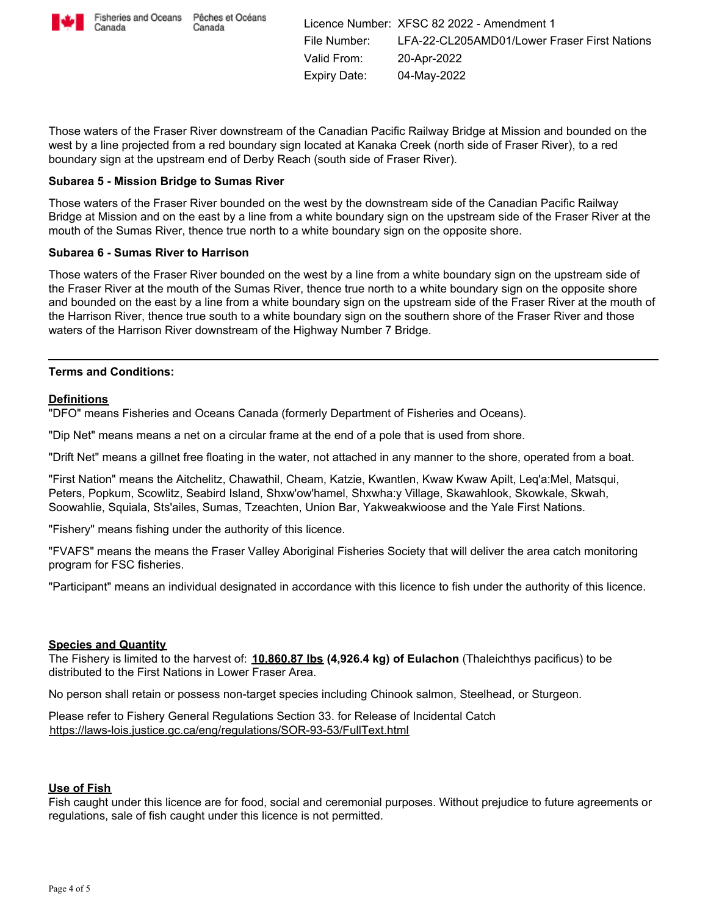Licence Number: XFSC 82 2022 - Amendment 1
File Number: LFA-22-CL205AMD01/Lower Fraser First Nations
Valid From: 20-Apr-2022
Expiry Date: 04-May-2022

Those waters of the Fraser River downstream of the Canadian Pacific Railway Bridge at Mission and bounded on the west by a line projected from a red boundary sign located at Kanaka Creek (north side of Fraser River), to a red boundary sign at the upstream end of Derby Reach (south side of Fraser River).

**Subarea 5 - Mission Bridge to Sumas River**

Those waters of the Fraser River bounded on the west by the downstream side of the Canadian Pacific Railway Bridge at Mission and on the east by a line from a white boundary sign on the upstream side of the Fraser River at the mouth of the Sumas River, thence true north to a white boundary sign on the opposite shore.

**Subarea 6 - Sumas River to Harrison**

Those waters of the Fraser River bounded on the west by a line from a white boundary sign on the upstream side of the Fraser River at the mouth of the Sumas River, thence true north to a white boundary sign on the opposite shore and bounded on the east by a line from a white boundary sign on the upstream side of the Fraser River at the mouth of the Harrison River, thence true south to a white boundary sign on the southern shore of the Fraser River and those waters of the Harrison River downstream of the Highway Number 7 Bridge.

---

**Terms and Conditions:**

**Definitions**

"DFO" means Fisheries and Oceans Canada (formerly Department of Fisheries and Oceans).

"Dip Net" means means a net on a circular frame at the end of a pole that is used from shore.

"Drift Net" means a gillnet free floating in the water, not attached in any manner to the shore, operated from a boat.

"First Nation" means the Aitchelitz, Chawathil, Cheam, Katzie, Kwantlen, Kwaw Kwaw Apilt, Leq'a:Mel, Matsqui, Peters, Popkum, Scowlitz, Seabird Island, Shxw'ow'hamel, Shxwha:y Village, Skawahlook, Skowkale, Skwah, Soowahlie, Squiala, Sts'ailes, Sumas, Tzeachten, Union Bar, Yakweakwioose and the Yale First Nations.

"Fishery" means fishing under the authority of this licence.

"FVAFS" means the means the Fraser Valley Aboriginal Fisheries Society that will deliver the area catch monitoring program for FSC fisheries.

"Participant" means an individual designated in accordance with this licence to fish under the authority of this licence.

**Species and Quantity**

The Fishery is limited to the harvest of: **10,860.87 lbs (4,926.4 kg) of Eulachon** (Thaleichthys pacificus) to be distributed to the First Nations in Lower Fraser Area.

No person shall retain or possess non-target species including Chinook salmon, Steelhead, or Sturgeon.

Please refer to Fishery General Regulations Section 33. for Release of Incidental Catch
https://laws-lois.justice.gc.ca/eng/regulations/SOR-93-53/FullText.html

**Use of Fish**

Fish caught under this licence are for food, social and ceremonial purposes. Without prejudice to future agreements or regulations, sale of fish caught under this licence is not permitted.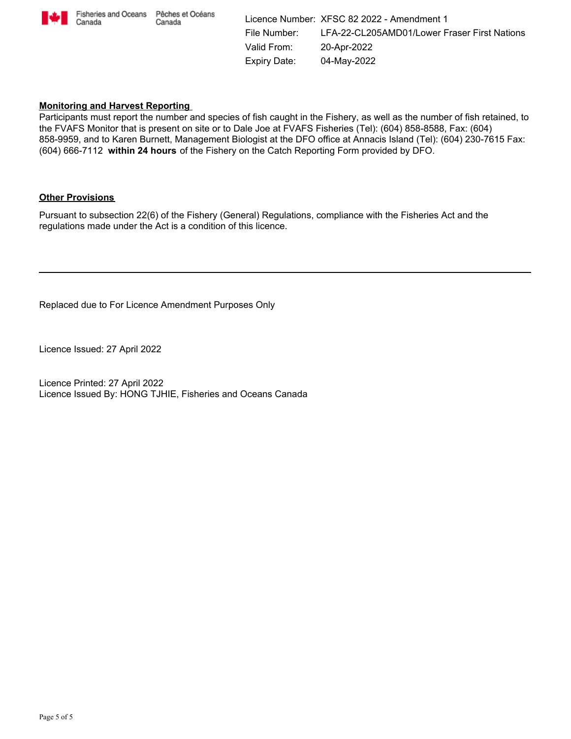Fisheries and Oceans Canada | Pêches et Océans Canada

Licence Number: XFSC 82 2022 - Amendment 1
File Number: LFA-22-CL205AMD01/Lower Fraser First Nations
Valid From: 20-Apr-2022
Expiry Date: 04-May-2022

**Monitoring and Harvest Reporting**

Participants must report the number and species of fish caught in the Fishery, as well as the number of fish retained, to the FVAFS Monitor that is present on site or to Dale Joe at FVAFS Fisheries (Tel): (604) 858-8588, Fax: (604) 858-9959, and to Karen Burnett, Management Biologist at the DFO office at Annacis Island (Tel): (604) 230-7615 Fax: (604) 666-7112 **within 24 hours** of the Fishery on the Catch Reporting Form provided by DFO.

**Other Provisions**

Pursuant to subsection 22(6) of the Fishery (General) Regulations, compliance with the Fisheries Act and the regulations made under the Act is a condition of this licence.

---

Replaced due to For Licence Amendment Purposes Only

Licence Issued: 27 April 2022

Licence Printed: 27 April 2022
Licence Issued By: HONG TJHIE, Fisheries and Oceans Canada